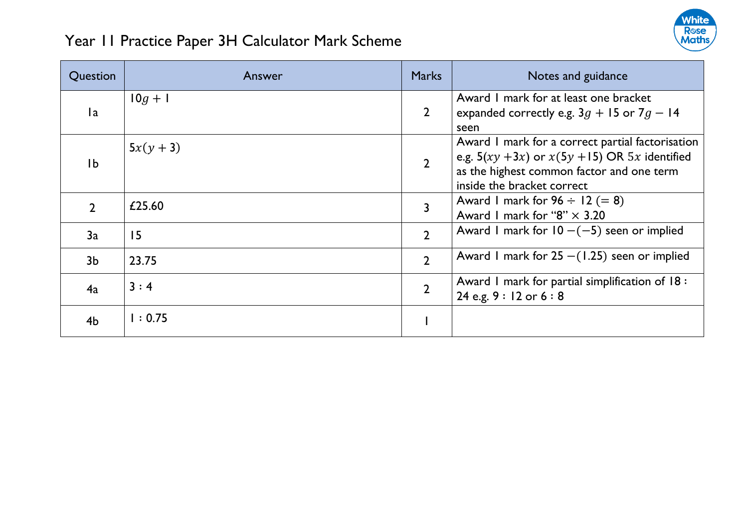# Year 11 Practice Paper 3H Calculator Mark Scheme

| Question | Answer | Marks | Notes and guidance |
|---|---|---|---|
| 1a | $10g + 1$ | 2 | Award 1 mark for at least one bracket expanded correctly e.g. $3g + 15$ or $7g - 14$ seen |
| 1b | $5x(y + 3)$ | 2 | Award 1 mark for a correct partial factorisation e.g. $5(xy + 3x)$ or $x(5y + 15)$ OR $5x$ identified as the highest common factor and one term inside the bracket correct |
| 2 | £25.60 | 3 | Award 1 mark for $96 \div 12$ $(= 8)$<br>Award 1 mark for "8" $\times$ 3.20 |
| 3a | 15 | 2 | Award 1 mark for $10 - (-5)$ seen or implied |
| 3b | 23.75 | 2 | Award 1 mark for $25 - (1.25)$ seen or implied |
| 4a | 3 : 4 | 2 | Award 1 mark for partial simplification of 18 : 24 e.g. 9 : 12 or 6 : 8 |
| 4b | 1 : 0.75 | 1 | |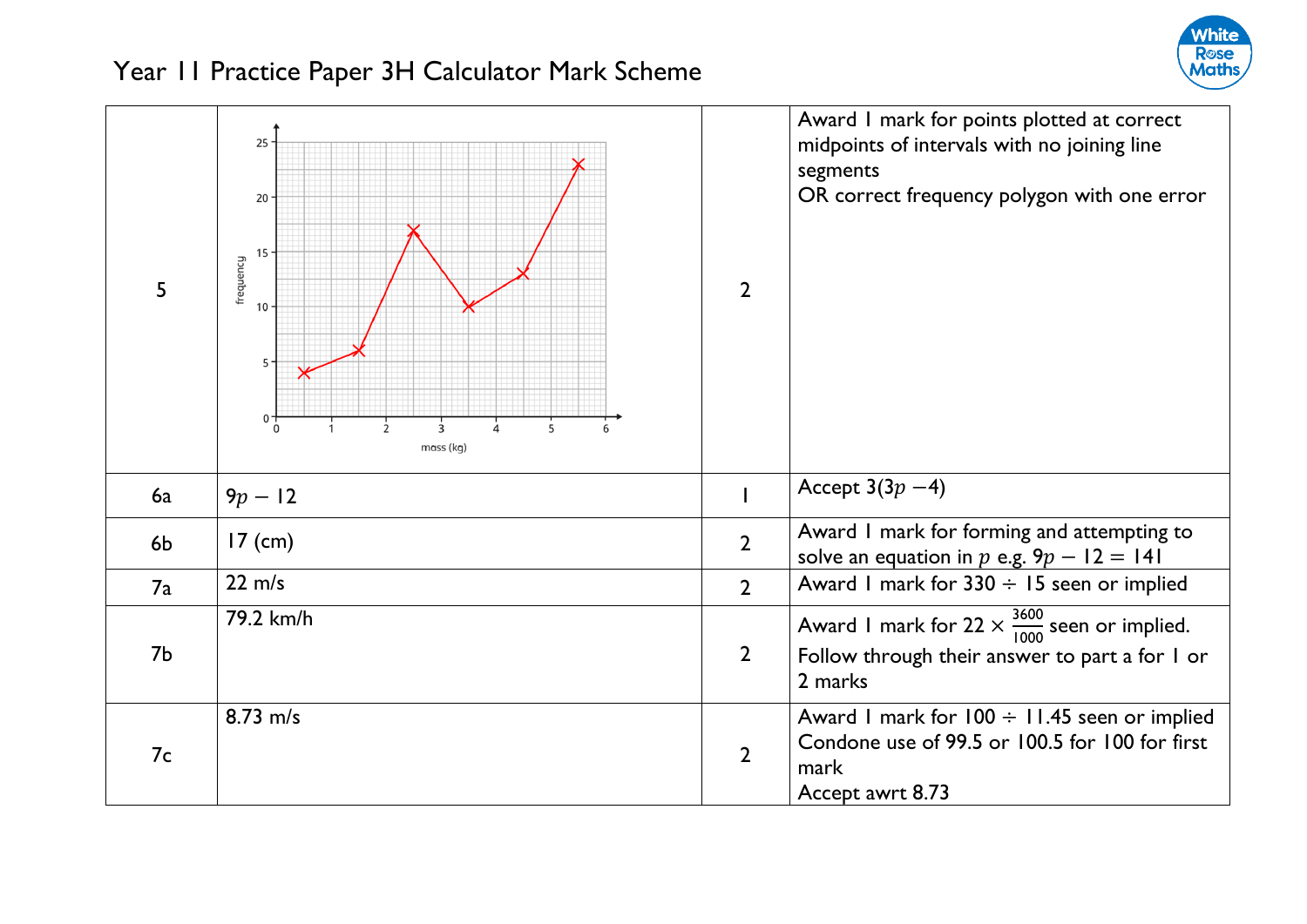# Year 11 Practice Paper 3H Calculator Mark Scheme

| | | | |
|---|---|---|---|
| 5 | | 2 | Award 1 mark for points plotted at correct midpoints of intervals with no joining line segments<br>OR correct frequency polygon with one error |
| 6a | $9p - 12$ | 1 | Accept $3(3p - 4)$ |
| 6b | 17 (cm) | 2 | Award 1 mark for forming and attempting to solve an equation in $p$ e.g. $9p - 12 = 141$ |
| 7a | 22 m/s | 2 | Award 1 mark for $330 \div 15$ seen or implied |
| 7b | 79.2 km/h | 2 | Award 1 mark for $22 \times \frac{3600}{1000}$ seen or implied.<br>Follow through their answer to part a for 1 or 2 marks |
| 7c | 8.73 m/s | 2 | Award 1 mark for $100 \div 11.45$ seen or implied<br>Condone use of 99.5 or 100.5 for 100 for first mark<br>Accept awrt 8.73 |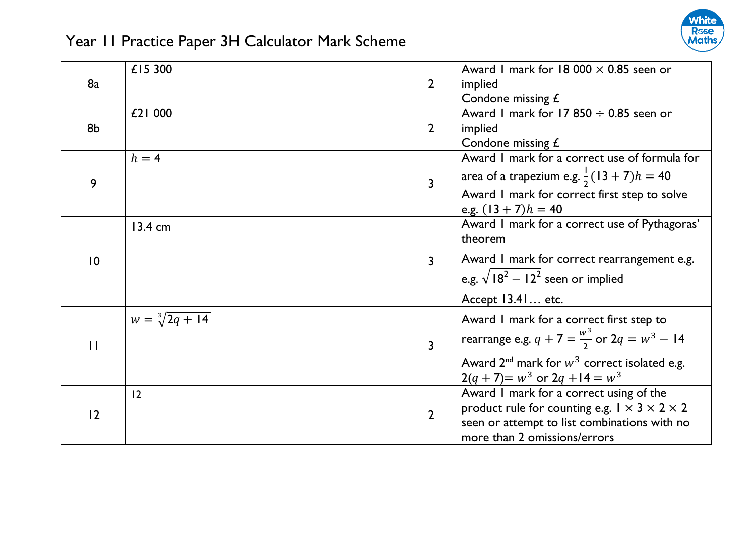# Year 11 Practice Paper 3H Calculator Mark Scheme

| | | | |
|---|---|---|---|
| 8a | £15 300 | 2 | Award 1 mark for $18\,000 \times 0.85$ seen or implied<br>Condone missing £ |
| 8b | £21 000 | 2 | Award 1 mark for $17\,850 \div 0.85$ seen or implied<br>Condone missing £ |
| 9 | $h = 4$ | 3 | Award 1 mark for a correct use of formula for area of a trapezium e.g. $\frac{1}{2}(13+7)h = 40$<br>Award 1 mark for correct first step to solve e.g. $(13+7)h = 40$ |
| 10 | 13.4 cm | 3 | Award 1 mark for a correct use of Pythagoras' theorem<br>Award 1 mark for correct rearrangement e.g. e.g. $\sqrt{18^2 - 12^2}$ seen or implied<br>Accept 13.41… etc. |
| 11 | $w = \sqrt[3]{2q + 14}$ | 3 | Award 1 mark for a correct first step to rearrange e.g. $q + 7 = \frac{w^3}{2}$ or $2q = w^3 - 14$<br>Award 2nd mark for $w^3$ correct isolated e.g. $2(q+7) = w^3$ or $2q + 14 = w^3$ |
| 12 | 12 | 2 | Award 1 mark for a correct using of the product rule for counting e.g. $1 \times 3 \times 2 \times 2$ seen or attempt to list combinations with no more than 2 omissions/errors |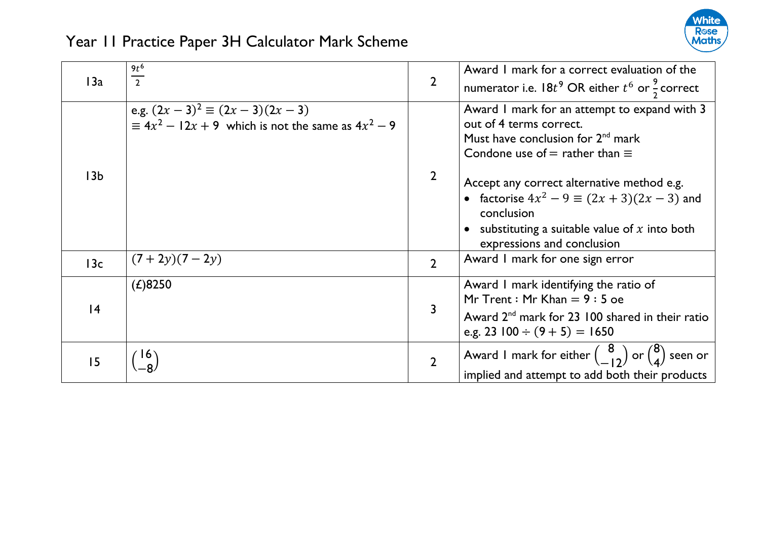# Year 11 Practice Paper 3H Calculator Mark Scheme

| | | | |
|---|---|---|---|
| 13a | $\frac{9t^6}{2}$ | 2 | Award 1 mark for a correct evaluation of the numerator i.e. $18t^9$ OR either $t^6$ or $\frac{9}{2}$ correct |
| 13b | e.g. $(2x-3)^2 \equiv (2x-3)(2x-3)$ <br> $\equiv 4x^2 - 12x + 9$ which is not the same as $4x^2 - 9$ | 2 | Award 1 mark for an attempt to expand with 3 out of 4 terms correct. <br> Must have conclusion for 2nd mark <br> Condone use of $=$ rather than $\equiv$ <br><br> Accept any correct alternative method e.g. <br> • factorise $4x^2 - 9 \equiv (2x+3)(2x-3)$ and conclusion <br> • substituting a suitable value of $x$ into both expressions and conclusion |
| 13c | $(7+2y)(7-2y)$ | 2 | Award 1 mark for one sign error |
| 14 | (£)8250 | 3 | Award 1 mark identifying the ratio of Mr Trent : Mr Khan = 9 : 5 oe <br> Award 2nd mark for 23 100 shared in their ratio e.g. $23\,100 \div (9+5) = 1650$ |
| 15 | $\begin{pmatrix} 16 \\ -8 \end{pmatrix}$ | 2 | Award 1 mark for either $\begin{pmatrix} 8 \\ -12 \end{pmatrix}$ or $\begin{pmatrix} 8 \\ 4 \end{pmatrix}$ seen or implied and attempt to add both their products |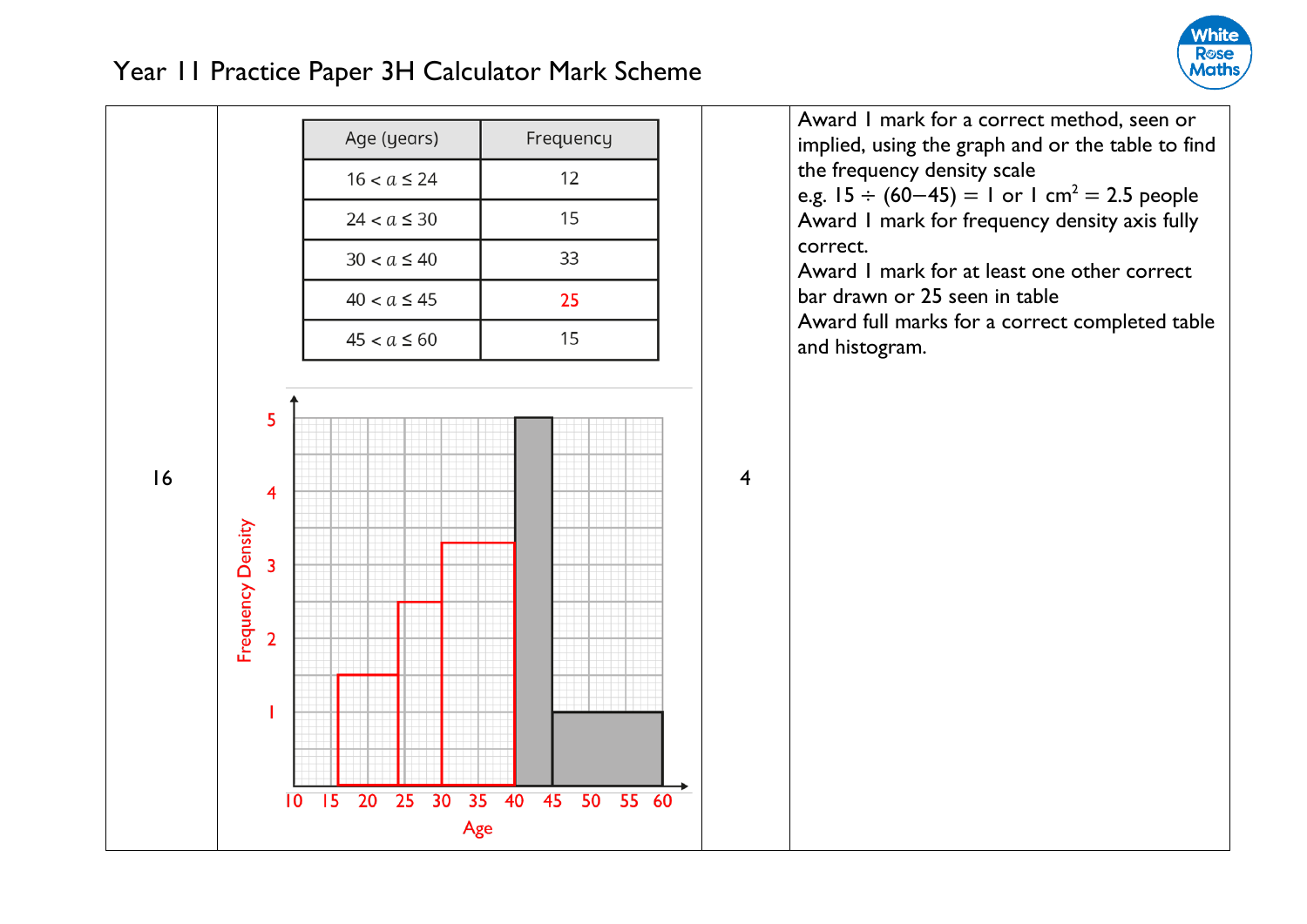# Year 11 Practice Paper 3H Calculator Mark Scheme

| Question | Answer | Marks | Guidance |
|---|---|---|---|
| 16 | See table and histogram below | 4 | Award 1 mark for a correct method, seen or implied, using the graph and or the table to find the frequency density scale<br>e.g. $15 \div (60-45) = 1$ or $1\text{ cm}^2 = 2.5$ people<br>Award 1 mark for frequency density axis fully correct.<br>Award 1 mark for at least one other correct bar drawn or 25 seen in table<br>Award full marks for a correct completed table and histogram. |

| Age (years) | Frequency |
|---|---|
| $16 < a \le 24$ | 12 |
| $24 < a \le 30$ | 15 |
| $30 < a \le 40$ | 33 |
| $40 < a \le 45$ | 25 |
| $45 < a \le 60$ | 15 |

Histogram: Frequency Density (axis 1 to 5) against Age (axis 10 to 60).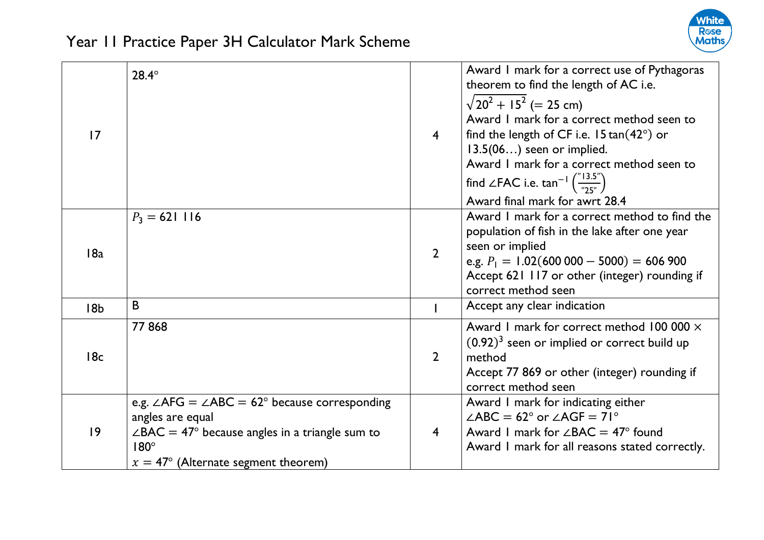# Year 11 Practice Paper 3H Calculator Mark Scheme

| | | | |
|---|---|---|---|
| 17 | 28.4° | 4 | Award 1 mark for a correct use of Pythagoras theorem to find the length of AC i.e. $\sqrt{20^2 + 15^2}$ (= 25 cm)<br>Award 1 mark for a correct method seen to find the length of CF i.e. $15\tan(42°)$ or 13.5(06…) seen or implied.<br>Award 1 mark for a correct method seen to find ∠FAC i.e. $\tan^{-1}\left(\frac{"13.5"}{"25"}\right)$<br>Award final mark for awrt 28.4 |
| 18a | $P_3 = 621\ 116$ | 2 | Award 1 mark for a correct method to find the population of fish in the lake after one year seen or implied<br>e.g. $P_1 = 1.02(600\ 000 - 5000) = 606\ 900$<br>Accept 621 117 or other (integer) rounding if correct method seen |
| 18b | B | 1 | Accept any clear indication |
| 18c | 77 868 | 2 | Award 1 mark for correct method $100\ 000 \times (0.92)^3$ seen or implied or correct build up method<br>Accept 77 869 or other (integer) rounding if correct method seen |
| 19 | e.g. ∠AFG = ∠ABC = 62° because corresponding angles are equal<br>∠BAC = 47° because angles in a triangle sum to 180°<br>$x = 47°$ (Alternate segment theorem) | 4 | Award 1 mark for indicating either ∠ABC = 62° or ∠AGF = 71°<br>Award 1 mark for ∠BAC = 47° found<br>Award 1 mark for all reasons stated correctly. |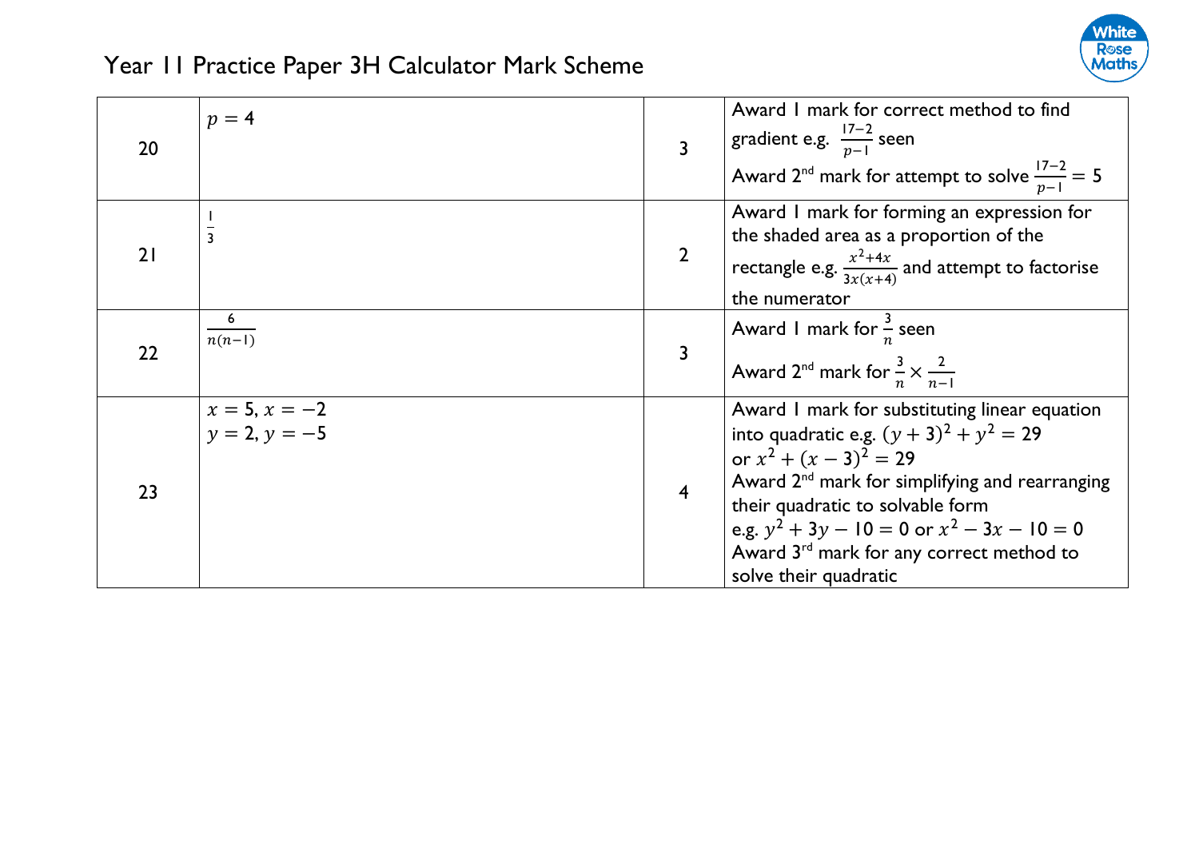# Year 11 Practice Paper 3H Calculator Mark Scheme

| | | | |
|---|---|---|---|
| 20 | $p = 4$ | 3 | Award 1 mark for correct method to find gradient e.g. $\frac{17-2}{p-1}$ seen<br>Award 2nd mark for attempt to solve $\frac{17-2}{p-1} = 5$ |
| 21 | $\frac{1}{3}$ | 2 | Award 1 mark for forming an expression for the shaded area as a proportion of the rectangle e.g. $\frac{x^2+4x}{3x(x+4)}$ and attempt to factorise the numerator |
| 22 | $\frac{6}{n(n-1)}$ | 3 | Award 1 mark for $\frac{3}{n}$ seen<br>Award 2nd mark for $\frac{3}{n} \times \frac{2}{n-1}$ |
| 23 | $x = 5$, $x = -2$<br>$y = 2$, $y = -5$ | 4 | Award 1 mark for substituting linear equation into quadratic e.g. $(y+3)^2 + y^2 = 29$ or $x^2 + (x-3)^2 = 29$<br>Award 2nd mark for simplifying and rearranging their quadratic to solvable form e.g. $y^2 + 3y - 10 = 0$ or $x^2 - 3x - 10 = 0$<br>Award 3rd mark for any correct method to solve their quadratic |